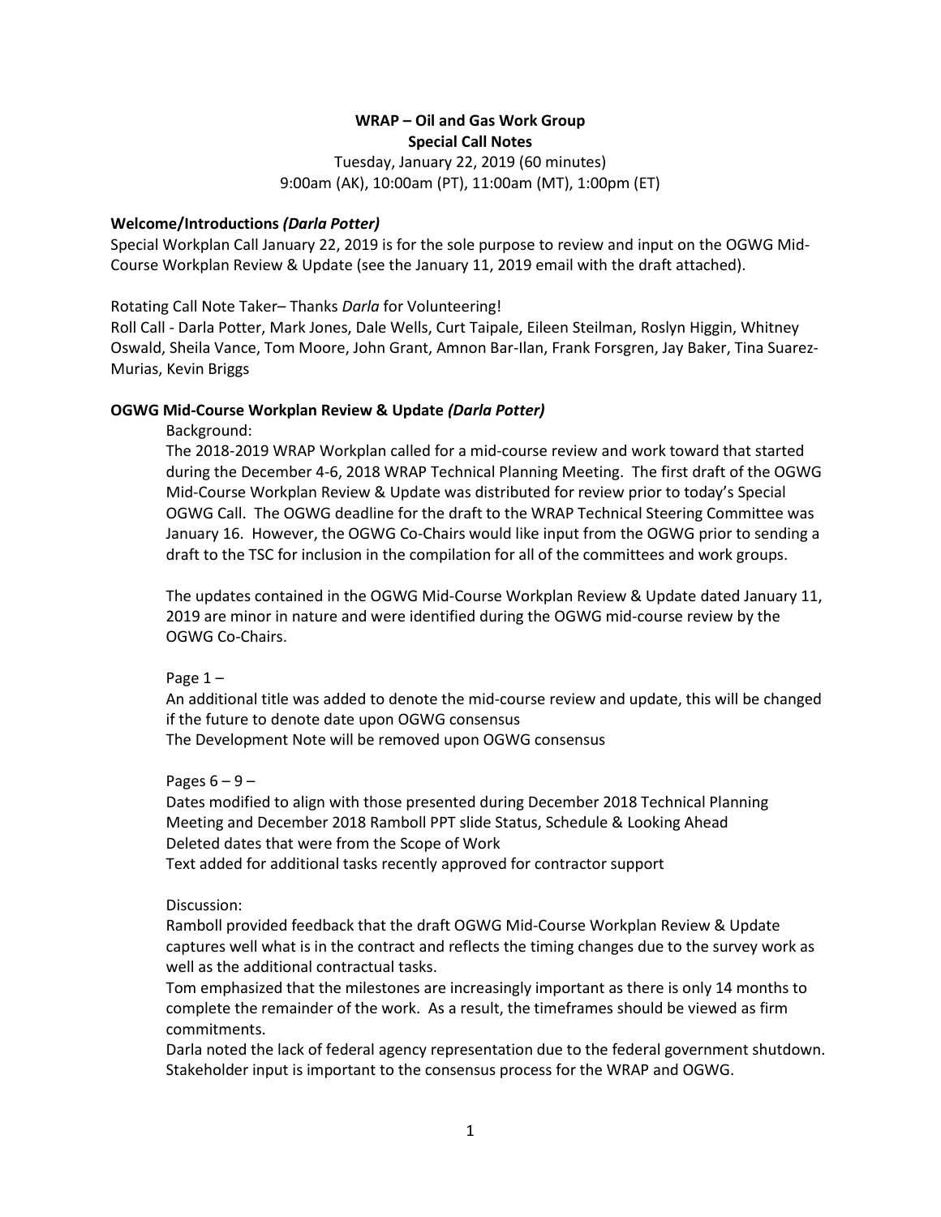**WRAP – Oil and Gas Work Group**
**Special Call Notes**

Tuesday, January 22, 2019 (60 minutes)
9:00am (AK), 10:00am (PT), 11:00am (MT), 1:00pm (ET)

## Welcome/Introductions *(Darla Potter)*

Special Workplan Call January 22, 2019 is for the sole purpose to review and input on the OGWG Mid-Course Workplan Review & Update (see the January 11, 2019 email with the draft attached).

Rotating Call Note Taker– Thanks *Darla* for Volunteering!

Roll Call - Darla Potter, Mark Jones, Dale Wells, Curt Taipale, Eileen Steilman, Roslyn Higgin, Whitney Oswald, Sheila Vance, Tom Moore, John Grant, Amnon Bar-Ilan, Frank Forsgren, Jay Baker, Tina Suarez-Murias, Kevin Briggs

## OGWG Mid-Course Workplan Review & Update *(Darla Potter)*

Background:

The 2018-2019 WRAP Workplan called for a mid-course review and work toward that started during the December 4-6, 2018 WRAP Technical Planning Meeting. The first draft of the OGWG Mid-Course Workplan Review & Update was distributed for review prior to today's Special OGWG Call. The OGWG deadline for the draft to the WRAP Technical Steering Committee was January 16. However, the OGWG Co-Chairs would like input from the OGWG prior to sending a draft to the TSC for inclusion in the compilation for all of the committees and work groups.

The updates contained in the OGWG Mid-Course Workplan Review & Update dated January 11, 2019 are minor in nature and were identified during the OGWG mid-course review by the OGWG Co-Chairs.

Page 1 –
An additional title was added to denote the mid-course review and update, this will be changed if the future to denote date upon OGWG consensus
The Development Note will be removed upon OGWG consensus

Pages 6 – 9 –
Dates modified to align with those presented during December 2018 Technical Planning Meeting and December 2018 Ramboll PPT slide Status, Schedule & Looking Ahead
Deleted dates that were from the Scope of Work
Text added for additional tasks recently approved for contractor support

Discussion:

Ramboll provided feedback that the draft OGWG Mid-Course Workplan Review & Update captures well what is in the contract and reflects the timing changes due to the survey work as well as the additional contractual tasks.

Tom emphasized that the milestones are increasingly important as there is only 14 months to complete the remainder of the work. As a result, the timeframes should be viewed as firm commitments.

Darla noted the lack of federal agency representation due to the federal government shutdown. Stakeholder input is important to the consensus process for the WRAP and OGWG.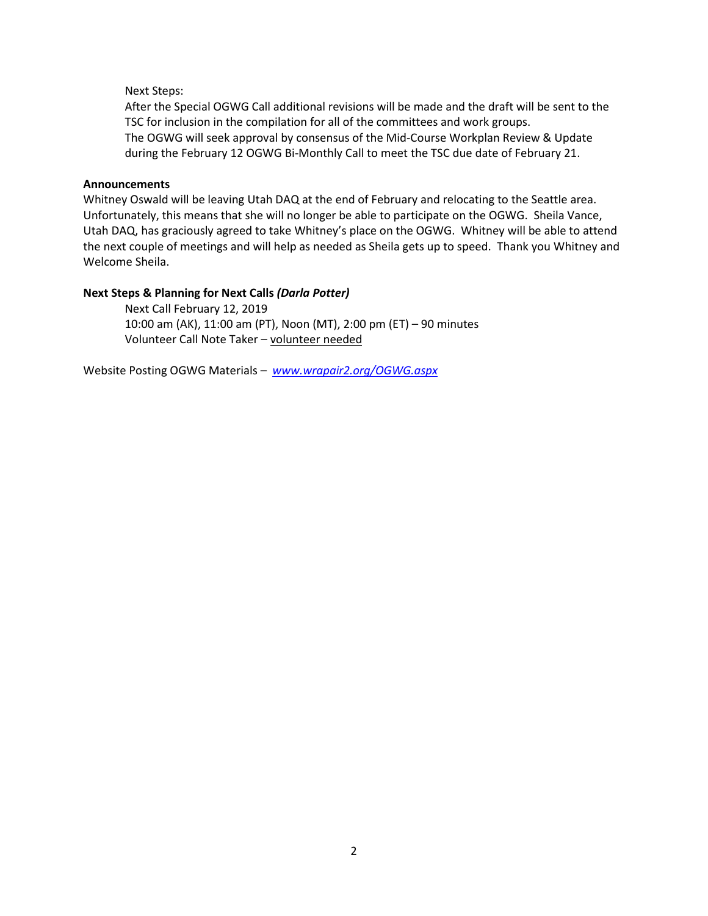Next Steps:

After the Special OGWG Call additional revisions will be made and the draft will be sent to the TSC for inclusion in the compilation for all of the committees and work groups.

The OGWG will seek approval by consensus of the Mid-Course Workplan Review & Update during the February 12 OGWG Bi-Monthly Call to meet the TSC due date of February 21.

**Announcements**

Whitney Oswald will be leaving Utah DAQ at the end of February and relocating to the Seattle area. Unfortunately, this means that she will no longer be able to participate on the OGWG. Sheila Vance, Utah DAQ, has graciously agreed to take Whitney's place on the OGWG. Whitney will be able to attend the next couple of meetings and will help as needed as Sheila gets up to speed. Thank you Whitney and Welcome Sheila.

**Next Steps & Planning for Next Calls *(Darla Potter)***

Next Call February 12, 2019

10:00 am (AK), 11:00 am (PT), Noon (MT), 2:00 pm (ET) – 90 minutes

Volunteer Call Note Taker – volunteer needed

Website Posting OGWG Materials – *www.wrapair2.org/OGWG.aspx*